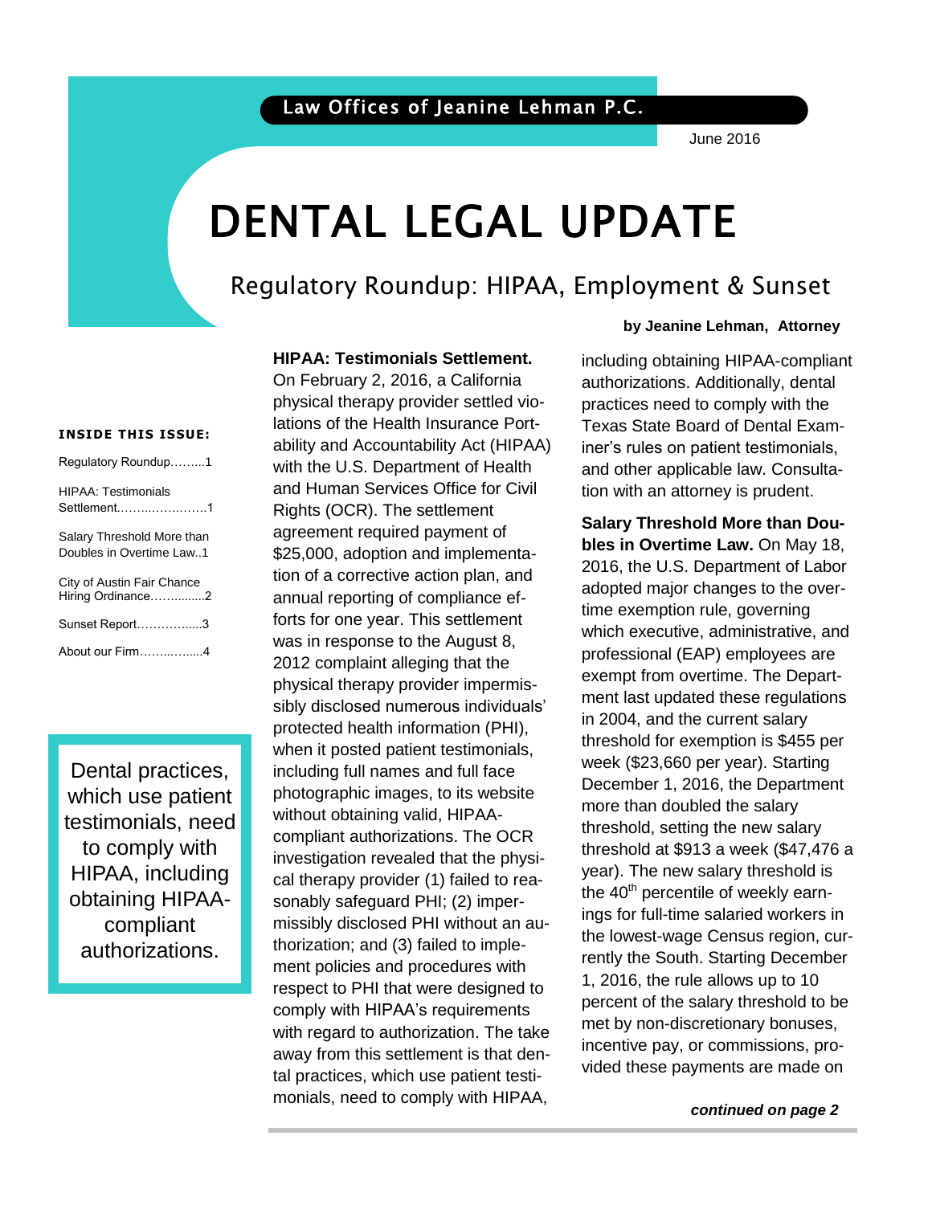Law Offices of Jeanine Lehman P.C.

June 2016

# DENTAL LEGAL UPDATE

## Regulatory Roundup: HIPAA, Employment & Sunset

**by Jeanine Lehman, Attorney**

**INSIDE THIS ISSUE:**

- Regulatory Roundup.........1
- HIPAA: Testimonials Settlement.........1
- Salary Threshold More than Doubles in Overtime Law..1
- City of Austin Fair Chance Hiring Ordinance.........2
- Sunset Report.........3
- About our Firm.........4

> Dental practices, which use patient testimonials, need to comply with HIPAA, including obtaining HIPAA-compliant authorizations.

**HIPAA: Testimonials Settlement.** On February 2, 2016, a California physical therapy provider settled violations of the Health Insurance Portability and Accountability Act (HIPAA) with the U.S. Department of Health and Human Services Office for Civil Rights (OCR). The settlement agreement required payment of $25,000, adoption and implementation of a corrective action plan, and annual reporting of compliance efforts for one year. This settlement was in response to the August 8, 2012 complaint alleging that the physical therapy provider impermissibly disclosed numerous individuals' protected health information (PHI), when it posted patient testimonials, including full names and full face photographic images, to its website without obtaining valid, HIPAA-compliant authorizations. The OCR investigation revealed that the physical therapy provider (1) failed to reasonably safeguard PHI; (2) impermissibly disclosed PHI without an authorization; and (3) failed to implement policies and procedures with respect to PHI that were designed to comply with HIPAA's requirements with regard to authorization. The take away from this settlement is that dental practices, which use patient testimonials, need to comply with HIPAA, including obtaining HIPAA-compliant authorizations. Additionally, dental practices need to comply with the Texas State Board of Dental Examiner's rules on patient testimonials, and other applicable law. Consultation with an attorney is prudent.

**Salary Threshold More than Doubles in Overtime Law.** On May 18, 2016, the U.S. Department of Labor adopted major changes to the overtime exemption rule, governing which executive, administrative, and professional (EAP) employees are exempt from overtime. The Department last updated these regulations in 2004, and the current salary threshold for exemption is $455 per week ($23,660 per year). Starting December 1, 2016, the Department more than doubled the salary threshold, setting the new salary threshold at $913 a week ($47,476 a year). The new salary threshold is the 40th percentile of weekly earnings for full-time salaried workers in the lowest-wage Census region, currently the South. Starting December 1, 2016, the rule allows up to 10 percent of the salary threshold to be met by non-discretionary bonuses, incentive pay, or commissions, provided these payments are made on

***continued on page 2***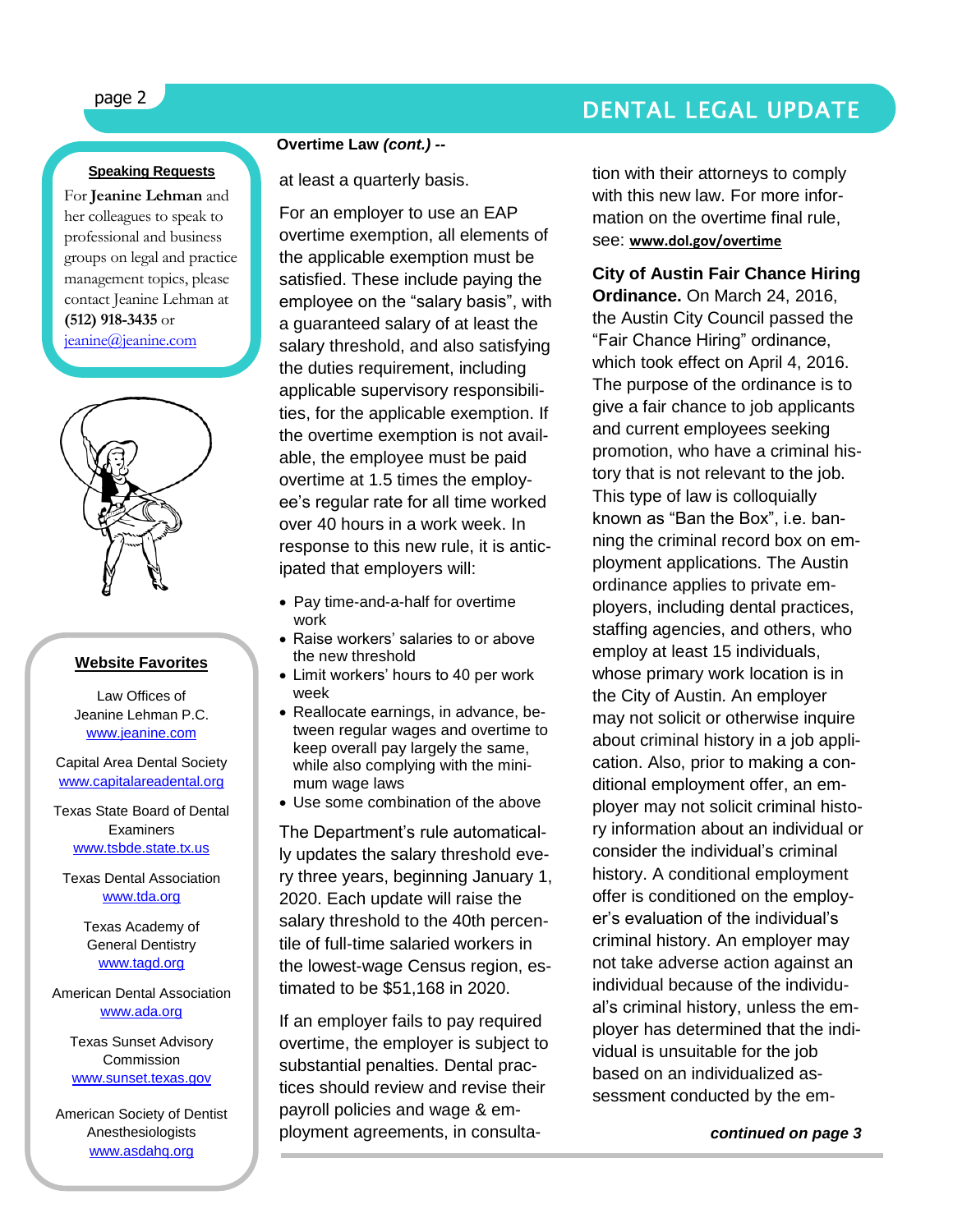### Speaking Requests

For **Jeanine Lehman** and her colleagues to speak to professional and business groups on legal and practice management topics, please contact Jeanine Lehman at **(512) 918-3435** or jeanine@jeanine.com

### Website Favorites

Law Offices of Jeanine Lehman P.C.
www.jeanine.com

Capital Area Dental Society
www.capitalareadental.org

Texas State Board of Dental Examiners
www.tsbde.state.tx.us

Texas Dental Association
www.tda.org

Texas Academy of General Dentistry
www.tagd.org

American Dental Association
www.ada.org

Texas Sunset Advisory Commission
www.sunset.texas.gov

American Society of Dentist Anesthesiologists
www.asdahq.org

**Overtime Law *(cont.)* --**

at least a quarterly basis.

For an employer to use an EAP overtime exemption, all elements of the applicable exemption must be satisfied. These include paying the employee on the "salary basis", with a guaranteed salary of at least the salary threshold, and also satisfying the duties requirement, including applicable supervisory responsibilities, for the applicable exemption. If the overtime exemption is not available, the employee must be paid overtime at 1.5 times the employee's regular rate for all time worked over 40 hours in a work week. In response to this new rule, it is anticipated that employers will:

- Pay time-and-a-half for overtime work
- Raise workers' salaries to or above the new threshold
- Limit workers' hours to 40 per work week
- Reallocate earnings, in advance, between regular wages and overtime to keep overall pay largely the same, while also complying with the minimum wage laws
- Use some combination of the above

The Department's rule automatically updates the salary threshold every three years, beginning January 1, 2020. Each update will raise the salary threshold to the 40th percentile of full-time salaried workers in the lowest-wage Census region, estimated to be $51,168 in 2020.

If an employer fails to pay required overtime, the employer is subject to substantial penalties. Dental practices should review and revise their payroll policies and wage & employment agreements, in consultation with their attorneys to comply with this new law. For more information on the overtime final rule, see: **www.dol.gov/overtime**

**City of Austin Fair Chance Hiring Ordinance.** On March 24, 2016, the Austin City Council passed the "Fair Chance Hiring" ordinance, which took effect on April 4, 2016. The purpose of the ordinance is to give a fair chance to job applicants and current employees seeking promotion, who have a criminal history that is not relevant to the job. This type of law is colloquially known as "Ban the Box", i.e. banning the criminal record box on employment applications. The Austin ordinance applies to private employers, including dental practices, staffing agencies, and others, who employ at least 15 individuals, whose primary work location is in the City of Austin. An employer may not solicit or otherwise inquire about criminal history in a job application. Also, prior to making a conditional employment offer, an employer may not solicit criminal history information about an individual or consider the individual's criminal history. A conditional employment offer is conditioned on the employer's evaluation of the individual's criminal history. An employer may not take adverse action against an individual because of the individual's criminal history, unless the employer has determined that the individual is unsuitable for the job based on an individualized assessment conducted by the em-

***continued on page 3***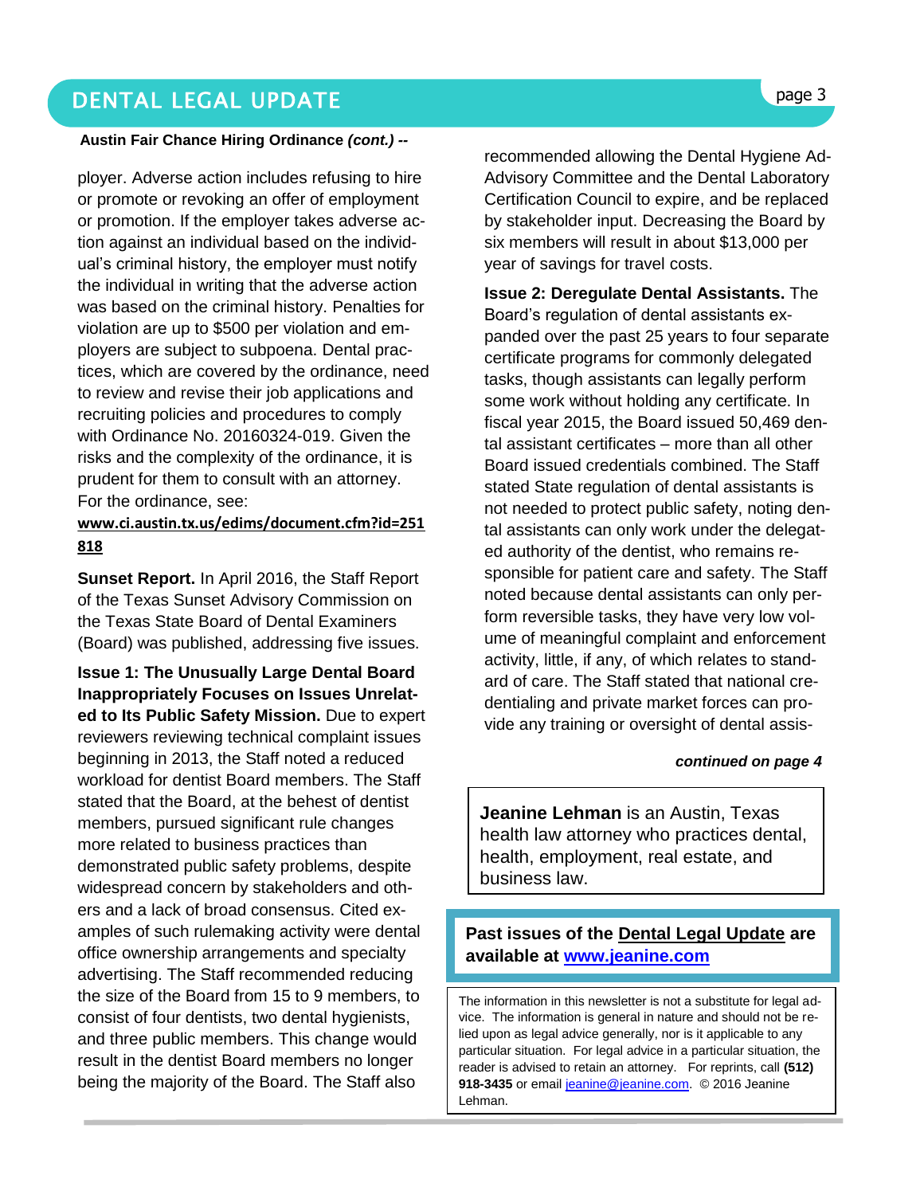**Austin Fair Chance Hiring Ordinance *(cont.)* --**

ployer. Adverse action includes refusing to hire or promote or revoking an offer of employment or promotion. If the employer takes adverse action against an individual based on the individual's criminal history, the employer must notify the individual in writing that the adverse action was based on the criminal history. Penalties for violation are up to $500 per violation and employers are subject to subpoena. Dental practices, which are covered by the ordinance, need to review and revise their job applications and recruiting policies and procedures to comply with Ordinance No. 20160324-019. Given the risks and the complexity of the ordinance, it is prudent for them to consult with an attorney. For the ordinance, see: **www.ci.austin.tx.us/edims/document.cfm?id=251818**

**Sunset Report.** In April 2016, the Staff Report of the Texas Sunset Advisory Commission on the Texas State Board of Dental Examiners (Board) was published, addressing five issues.

**Issue 1: The Unusually Large Dental Board Inappropriately Focuses on Issues Unrelated to Its Public Safety Mission.** Due to expert reviewers reviewing technical complaint issues beginning in 2013, the Staff noted a reduced workload for dentist Board members. The Staff stated that the Board, at the behest of dentist members, pursued significant rule changes more related to business practices than demonstrated public safety problems, despite widespread concern by stakeholders and others and a lack of broad consensus. Cited examples of such rulemaking activity were dental office ownership arrangements and specialty advertising. The Staff recommended reducing the size of the Board from 15 to 9 members, to consist of four dentists, two dental hygienists, and three public members. This change would result in the dentist Board members no longer being the majority of the Board. The Staff also recommended allowing the Dental Hygiene Advisory Committee and the Dental Laboratory Certification Council to expire, and be replaced by stakeholder input. Decreasing the Board by six members will result in about $13,000 per year of savings for travel costs.

**Issue 2: Deregulate Dental Assistants.** The Board's regulation of dental assistants expanded over the past 25 years to four separate certificate programs for commonly delegated tasks, though assistants can legally perform some work without holding any certificate. In fiscal year 2015, the Board issued 50,469 dental assistant certificates – more than all other Board issued credentials combined. The Staff stated State regulation of dental assistants is not needed to protect public safety, noting dental assistants can only work under the delegated authority of the dentist, who remains responsible for patient care and safety. The Staff noted because dental assistants can only perform reversible tasks, they have very low volume of meaningful complaint and enforcement activity, little, if any, of which relates to standard of care. The Staff stated that national credentialing and private market forces can provide any training or oversight of dental assis-

***continued on page 4***

**Jeanine Lehman** is an Austin, Texas health law attorney who practices dental, health, employment, real estate, and business law.

**Past issues of the Dental Legal Update are available at www.jeanine.com**

The information in this newsletter is not a substitute for legal advice. The information is general in nature and should not be relied upon as legal advice generally, nor is it applicable to any particular situation. For legal advice in a particular situation, the reader is advised to retain an attorney. For reprints, call **(512) 918-3435** or email jeanine@jeanine.com. © 2016 Jeanine Lehman.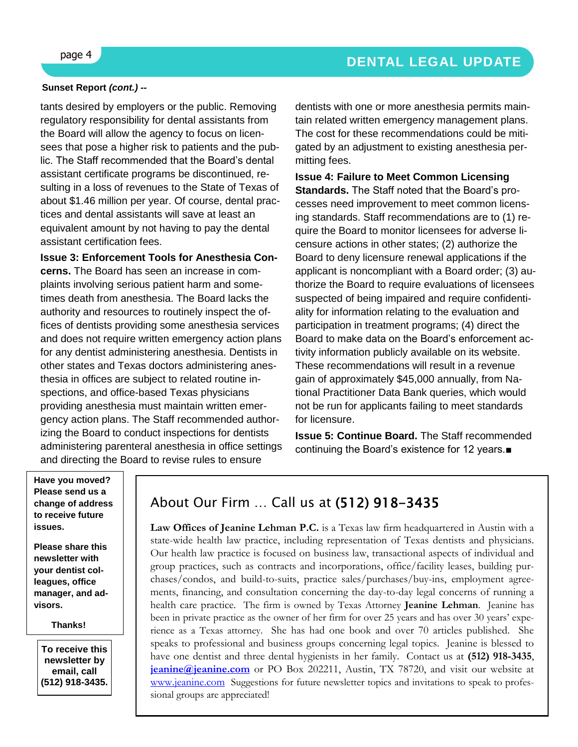**Sunset Report *(cont.)* --**

tants desired by employers or the public. Removing regulatory responsibility for dental assistants from the Board will allow the agency to focus on licensees that pose a higher risk to patients and the public. The Staff recommended that the Board's dental assistant certificate programs be discontinued, resulting in a loss of revenues to the State of Texas of about $1.46 million per year. Of course, dental practices and dental assistants will save at least an equivalent amount by not having to pay the dental assistant certification fees.

**Issue 3: Enforcement Tools for Anesthesia Concerns.** The Board has seen an increase in complaints involving serious patient harm and sometimes death from anesthesia. The Board lacks the authority and resources to routinely inspect the offices of dentists providing some anesthesia services and does not require written emergency action plans for any dentist administering anesthesia. Dentists in other states and Texas doctors administering anesthesia in offices are subject to related routine inspections, and office-based Texas physicians providing anesthesia must maintain written emergency action plans. The Staff recommended authorizing the Board to conduct inspections for dentists administering parenteral anesthesia in office settings and directing the Board to revise rules to ensure dentists with one or more anesthesia permits maintain related written emergency management plans. The cost for these recommendations could be mitigated by an adjustment to existing anesthesia permitting fees.

**Issue 4: Failure to Meet Common Licensing Standards.** The Staff noted that the Board's processes need improvement to meet common licensing standards. Staff recommendations are to (1) require the Board to monitor licensees for adverse licensure actions in other states; (2) authorize the Board to deny licensure renewal applications if the applicant is noncompliant with a Board order; (3) authorize the Board to require evaluations of licensees suspected of being impaired and require confidentiality for information relating to the evaluation and participation in treatment programs; (4) direct the Board to make data on the Board's enforcement activity information publicly available on its website. These recommendations will result in a revenue gain of approximately $45,000 annually, from National Practitioner Data Bank queries, which would not be run for applicants failing to meet standards for licensure.

**Issue 5: Continue Board.** The Staff recommended continuing the Board's existence for 12 years.■

**Have you moved? Please send us a change of address to receive future issues.**

**Please share this newsletter with your dentist colleagues, office manager, and advisors.**

**Thanks!**

**To receive this newsletter by email, call (512) 918-3435.**

## About Our Firm … Call us at (512) 918-3435

**Law Offices of Jeanine Lehman P.C.** is a Texas law firm headquartered in Austin with a state-wide health law practice, including representation of Texas dentists and physicians. Our health law practice is focused on business law, transactional aspects of individual and group practices, such as contracts and incorporations, office/facility leases, building purchases/condos, and build-to-suits, practice sales/purchases/buy-ins, employment agreements, financing, and consultation concerning the day-to-day legal concerns of running a health care practice. The firm is owned by Texas Attorney **Jeanine Lehman**. Jeanine has been in private practice as the owner of her firm for over 25 years and has over 30 years' experience as a Texas attorney. She has had one book and over 70 articles published. She speaks to professional and business groups concerning legal topics. Jeanine is blessed to have one dentist and three dental hygienists in her family. Contact us at **(512) 918-3435**, **jeanine@jeanine.com** or PO Box 202211, Austin, TX 78720, and visit our website at www.jeanine.com Suggestions for future newsletter topics and invitations to speak to professional groups are appreciated!